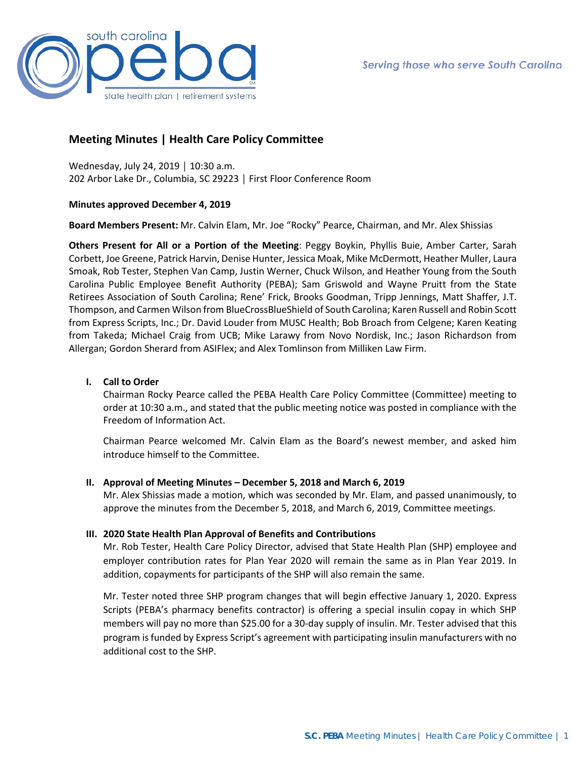# Meeting Minutes | Health Care Policy Committee

Wednesday, July 24, 2019 │ 10:30 a.m.
202 Arbor Lake Dr., Columbia, SC 29223 │ First Floor Conference Room

**Minutes approved December 4, 2019**

**Board Members Present:** Mr. Calvin Elam, Mr. Joe "Rocky" Pearce, Chairman, and Mr. Alex Shissias

**Others Present for All or a Portion of the Meeting**: Peggy Boykin, Phyllis Buie, Amber Carter, Sarah Corbett, Joe Greene, Patrick Harvin, Denise Hunter, Jessica Moak, Mike McDermott, Heather Muller, Laura Smoak, Rob Tester, Stephen Van Camp, Justin Werner, Chuck Wilson, and Heather Young from the South Carolina Public Employee Benefit Authority (PEBA); Sam Griswold and Wayne Pruitt from the State Retirees Association of South Carolina; Rene' Frick, Brooks Goodman, Tripp Jennings, Matt Shaffer, J.T. Thompson, and Carmen Wilson from BlueCrossBlueShield of South Carolina; Karen Russell and Robin Scott from Express Scripts, Inc.; Dr. David Louder from MUSC Health; Bob Broach from Celgene; Karen Keating from Takeda; Michael Craig from UCB; Mike Larawy from Novo Nordisk, Inc.; Jason Richardson from Allergan; Gordon Sherard from ASIFlex; and Alex Tomlinson from Milliken Law Firm.

## I. Call to Order

Chairman Rocky Pearce called the PEBA Health Care Policy Committee (Committee) meeting to order at 10:30 a.m., and stated that the public meeting notice was posted in compliance with the Freedom of Information Act.

Chairman Pearce welcomed Mr. Calvin Elam as the Board's newest member, and asked him introduce himself to the Committee.

## II. Approval of Meeting Minutes – December 5, 2018 and March 6, 2019

Mr. Alex Shissias made a motion, which was seconded by Mr. Elam, and passed unanimously, to approve the minutes from the December 5, 2018, and March 6, 2019, Committee meetings.

## III. 2020 State Health Plan Approval of Benefits and Contributions

Mr. Rob Tester, Health Care Policy Director, advised that State Health Plan (SHP) employee and employer contribution rates for Plan Year 2020 will remain the same as in Plan Year 2019. In addition, copayments for participants of the SHP will also remain the same.

Mr. Tester noted three SHP program changes that will begin effective January 1, 2020. Express Scripts (PEBA's pharmacy benefits contractor) is offering a special insulin copay in which SHP members will pay no more than $25.00 for a 30-day supply of insulin. Mr. Tester advised that this program is funded by Express Script's agreement with participating insulin manufacturers with no additional cost to the SHP.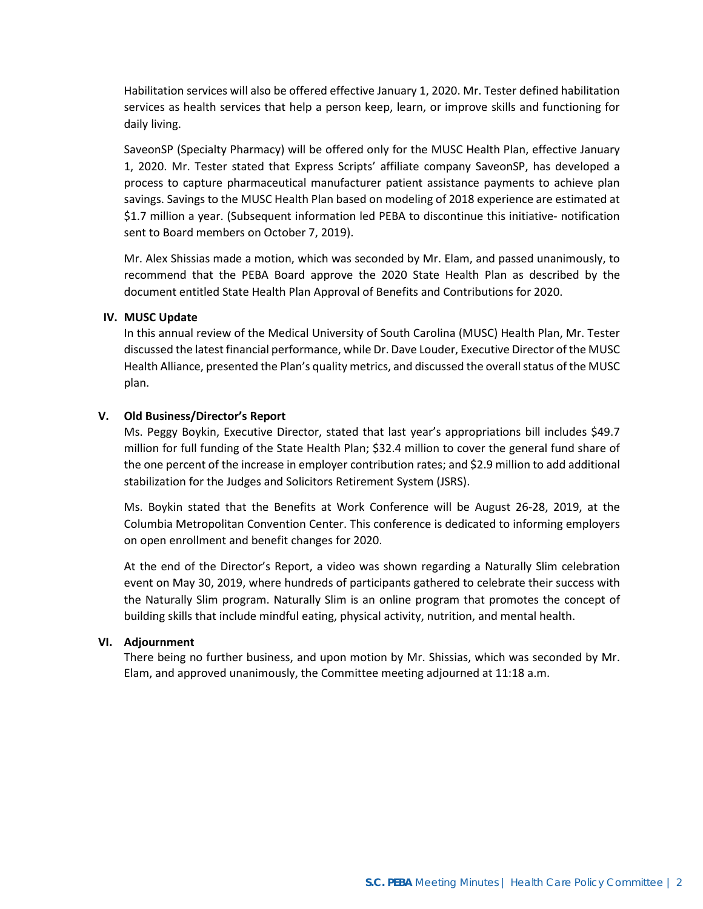Habilitation services will also be offered effective January 1, 2020. Mr. Tester defined habilitation services as health services that help a person keep, learn, or improve skills and functioning for daily living.

SaveonSP (Specialty Pharmacy) will be offered only for the MUSC Health Plan, effective January 1, 2020. Mr. Tester stated that Express Scripts' affiliate company SaveonSP, has developed a process to capture pharmaceutical manufacturer patient assistance payments to achieve plan savings. Savings to the MUSC Health Plan based on modeling of 2018 experience are estimated at $1.7 million a year. (Subsequent information led PEBA to discontinue this initiative- notification sent to Board members on October 7, 2019).

Mr. Alex Shissias made a motion, which was seconded by Mr. Elam, and passed unanimously, to recommend that the PEBA Board approve the 2020 State Health Plan as described by the document entitled State Health Plan Approval of Benefits and Contributions for 2020.

## IV. MUSC Update

In this annual review of the Medical University of South Carolina (MUSC) Health Plan, Mr. Tester discussed the latest financial performance, while Dr. Dave Louder, Executive Director of the MUSC Health Alliance, presented the Plan's quality metrics, and discussed the overall status of the MUSC plan.

## V. Old Business/Director's Report

Ms. Peggy Boykin, Executive Director, stated that last year's appropriations bill includes $49.7 million for full funding of the State Health Plan; $32.4 million to cover the general fund share of the one percent of the increase in employer contribution rates; and $2.9 million to add additional stabilization for the Judges and Solicitors Retirement System (JSRS).

Ms. Boykin stated that the Benefits at Work Conference will be August 26-28, 2019, at the Columbia Metropolitan Convention Center. This conference is dedicated to informing employers on open enrollment and benefit changes for 2020.

At the end of the Director's Report, a video was shown regarding a Naturally Slim celebration event on May 30, 2019, where hundreds of participants gathered to celebrate their success with the Naturally Slim program. Naturally Slim is an online program that promotes the concept of building skills that include mindful eating, physical activity, nutrition, and mental health.

## VI. Adjournment

There being no further business, and upon motion by Mr. Shissias, which was seconded by Mr. Elam, and approved unanimously, the Committee meeting adjourned at 11:18 a.m.